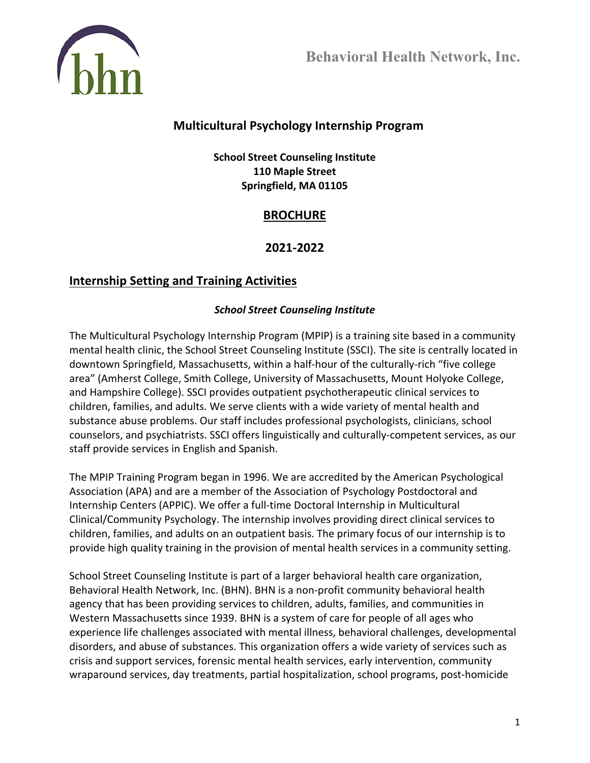Behavioral Health Network, Inc.

# Multicultural Psychology Internship Program

**School Street Counseling Institute**
**110 Maple Street**
**Springfield, MA 01105**

## BROCHURE

## 2021-2022

## Internship Setting and Training Activities

***School Street Counseling Institute***

The Multicultural Psychology Internship Program (MPIP) is a training site based in a community mental health clinic, the School Street Counseling Institute (SSCI). The site is centrally located in downtown Springfield, Massachusetts, within a half-hour of the culturally-rich "five college area" (Amherst College, Smith College, University of Massachusetts, Mount Holyoke College, and Hampshire College). SSCI provides outpatient psychotherapeutic clinical services to children, families, and adults. We serve clients with a wide variety of mental health and substance abuse problems. Our staff includes professional psychologists, clinicians, school counselors, and psychiatrists. SSCI offers linguistically and culturally-competent services, as our staff provide services in English and Spanish.

The MPIP Training Program began in 1996. We are accredited by the American Psychological Association (APA) and are a member of the Association of Psychology Postdoctoral and Internship Centers (APPIC). We offer a full-time Doctoral Internship in Multicultural Clinical/Community Psychology. The internship involves providing direct clinical services to children, families, and adults on an outpatient basis. The primary focus of our internship is to provide high quality training in the provision of mental health services in a community setting.

School Street Counseling Institute is part of a larger behavioral health care organization, Behavioral Health Network, Inc. (BHN). BHN is a non-profit community behavioral health agency that has been providing services to children, adults, families, and communities in Western Massachusetts since 1939. BHN is a system of care for people of all ages who experience life challenges associated with mental illness, behavioral challenges, developmental disorders, and abuse of substances. This organization offers a wide variety of services such as crisis and support services, forensic mental health services, early intervention, community wraparound services, day treatments, partial hospitalization, school programs, post-homicide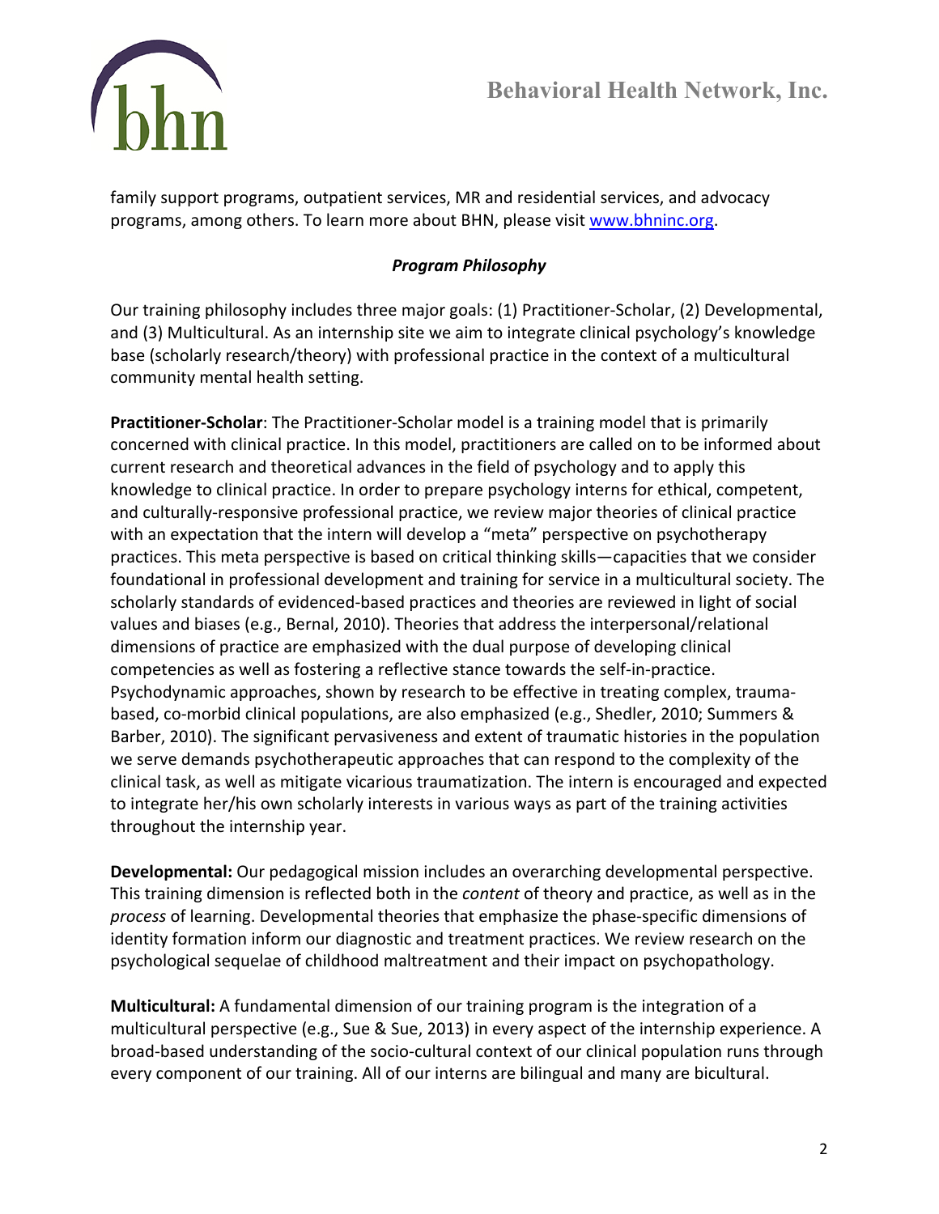family support programs, outpatient services, MR and residential services, and advocacy programs, among others. To learn more about BHN, please visit [www.bhninc.org](http://www.bhninc.org).

### *Program Philosophy*

Our training philosophy includes three major goals: (1) Practitioner-Scholar, (2) Developmental, and (3) Multicultural. As an internship site we aim to integrate clinical psychology's knowledge base (scholarly research/theory) with professional practice in the context of a multicultural community mental health setting.

**Practitioner-Scholar**: The Practitioner-Scholar model is a training model that is primarily concerned with clinical practice. In this model, practitioners are called on to be informed about current research and theoretical advances in the field of psychology and to apply this knowledge to clinical practice. In order to prepare psychology interns for ethical, competent, and culturally-responsive professional practice, we review major theories of clinical practice with an expectation that the intern will develop a "meta" perspective on psychotherapy practices. This meta perspective is based on critical thinking skills—capacities that we consider foundational in professional development and training for service in a multicultural society. The scholarly standards of evidenced-based practices and theories are reviewed in light of social values and biases (e.g., Bernal, 2010). Theories that address the interpersonal/relational dimensions of practice are emphasized with the dual purpose of developing clinical competencies as well as fostering a reflective stance towards the self-in-practice. Psychodynamic approaches, shown by research to be effective in treating complex, trauma-based, co-morbid clinical populations, are also emphasized (e.g., Shedler, 2010; Summers & Barber, 2010). The significant pervasiveness and extent of traumatic histories in the population we serve demands psychotherapeutic approaches that can respond to the complexity of the clinical task, as well as mitigate vicarious traumatization. The intern is encouraged and expected to integrate her/his own scholarly interests in various ways as part of the training activities throughout the internship year.

**Developmental:** Our pedagogical mission includes an overarching developmental perspective. This training dimension is reflected both in the *content* of theory and practice, as well as in the *process* of learning. Developmental theories that emphasize the phase-specific dimensions of identity formation inform our diagnostic and treatment practices. We review research on the psychological sequelae of childhood maltreatment and their impact on psychopathology.

**Multicultural:** A fundamental dimension of our training program is the integration of a multicultural perspective (e.g., Sue & Sue, 2013) in every aspect of the internship experience. A broad-based understanding of the socio-cultural context of our clinical population runs through every component of our training. All of our interns are bilingual and many are bicultural.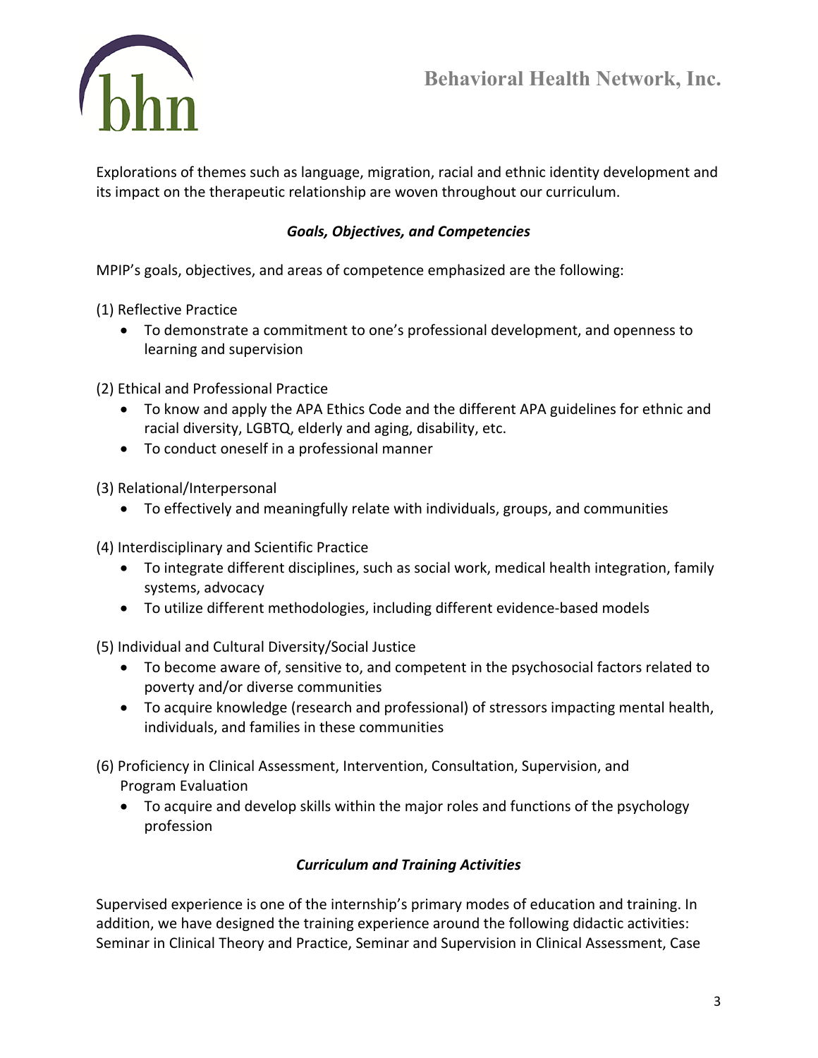Explorations of themes such as language, migration, racial and ethnic identity development and its impact on the therapeutic relationship are woven throughout our curriculum.

### *Goals, Objectives, and Competencies*

MPIP's goals, objectives, and areas of competence emphasized are the following:

(1) Reflective Practice

- To demonstrate a commitment to one's professional development, and openness to learning and supervision

(2) Ethical and Professional Practice

- To know and apply the APA Ethics Code and the different APA guidelines for ethnic and racial diversity, LGBTQ, elderly and aging, disability, etc.
- To conduct oneself in a professional manner

(3) Relational/Interpersonal

- To effectively and meaningfully relate with individuals, groups, and communities

(4) Interdisciplinary and Scientific Practice

- To integrate different disciplines, such as social work, medical health integration, family systems, advocacy
- To utilize different methodologies, including different evidence-based models

(5) Individual and Cultural Diversity/Social Justice

- To become aware of, sensitive to, and competent in the psychosocial factors related to poverty and/or diverse communities
- To acquire knowledge (research and professional) of stressors impacting mental health, individuals, and families in these communities

(6) Proficiency in Clinical Assessment, Intervention, Consultation, Supervision, and Program Evaluation

- To acquire and develop skills within the major roles and functions of the psychology profession

### *Curriculum and Training Activities*

Supervised experience is one of the internship's primary modes of education and training. In addition, we have designed the training experience around the following didactic activities: Seminar in Clinical Theory and Practice, Seminar and Supervision in Clinical Assessment, Case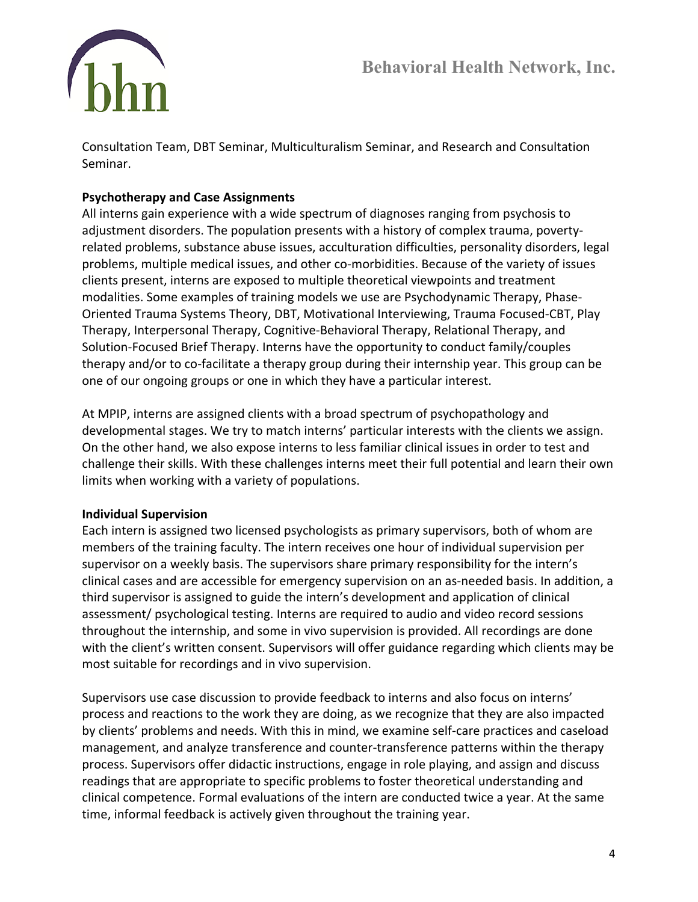Consultation Team, DBT Seminar, Multiculturalism Seminar, and Research and Consultation Seminar.

**Psychotherapy and Case Assignments**

All interns gain experience with a wide spectrum of diagnoses ranging from psychosis to adjustment disorders. The population presents with a history of complex trauma, poverty-related problems, substance abuse issues, acculturation difficulties, personality disorders, legal problems, multiple medical issues, and other co-morbidities. Because of the variety of issues clients present, interns are exposed to multiple theoretical viewpoints and treatment modalities. Some examples of training models we use are Psychodynamic Therapy, Phase-Oriented Trauma Systems Theory, DBT, Motivational Interviewing, Trauma Focused-CBT, Play Therapy, Interpersonal Therapy, Cognitive-Behavioral Therapy, Relational Therapy, and Solution-Focused Brief Therapy. Interns have the opportunity to conduct family/couples therapy and/or to co-facilitate a therapy group during their internship year. This group can be one of our ongoing groups or one in which they have a particular interest.

At MPIP, interns are assigned clients with a broad spectrum of psychopathology and developmental stages. We try to match interns' particular interests with the clients we assign. On the other hand, we also expose interns to less familiar clinical issues in order to test and challenge their skills. With these challenges interns meet their full potential and learn their own limits when working with a variety of populations.

**Individual Supervision**

Each intern is assigned two licensed psychologists as primary supervisors, both of whom are members of the training faculty. The intern receives one hour of individual supervision per supervisor on a weekly basis. The supervisors share primary responsibility for the intern's clinical cases and are accessible for emergency supervision on an as-needed basis. In addition, a third supervisor is assigned to guide the intern's development and application of clinical assessment/ psychological testing. Interns are required to audio and video record sessions throughout the internship, and some in vivo supervision is provided. All recordings are done with the client's written consent. Supervisors will offer guidance regarding which clients may be most suitable for recordings and in vivo supervision.

Supervisors use case discussion to provide feedback to interns and also focus on interns' process and reactions to the work they are doing, as we recognize that they are also impacted by clients' problems and needs. With this in mind, we examine self-care practices and caseload management, and analyze transference and counter-transference patterns within the therapy process. Supervisors offer didactic instructions, engage in role playing, and assign and discuss readings that are appropriate to specific problems to foster theoretical understanding and clinical competence. Formal evaluations of the intern are conducted twice a year. At the same time, informal feedback is actively given throughout the training year.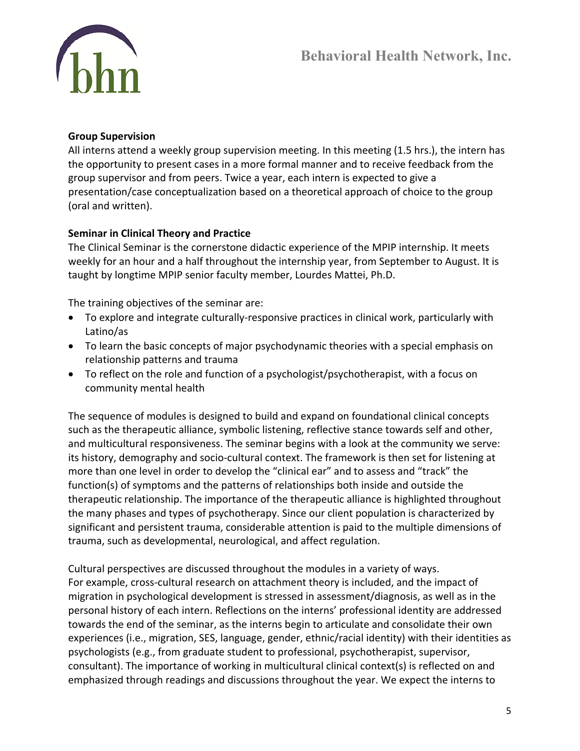**Group Supervision**

All interns attend a weekly group supervision meeting. In this meeting (1.5 hrs.), the intern has the opportunity to present cases in a more formal manner and to receive feedback from the group supervisor and from peers. Twice a year, each intern is expected to give a presentation/case conceptualization based on a theoretical approach of choice to the group (oral and written).

**Seminar in Clinical Theory and Practice**

The Clinical Seminar is the cornerstone didactic experience of the MPIP internship. It meets weekly for an hour and a half throughout the internship year, from September to August. It is taught by longtime MPIP senior faculty member, Lourdes Mattei, Ph.D.

The training objectives of the seminar are:

- To explore and integrate culturally-responsive practices in clinical work, particularly with Latino/as
- To learn the basic concepts of major psychodynamic theories with a special emphasis on relationship patterns and trauma
- To reflect on the role and function of a psychologist/psychotherapist, with a focus on community mental health

The sequence of modules is designed to build and expand on foundational clinical concepts such as the therapeutic alliance, symbolic listening, reflective stance towards self and other, and multicultural responsiveness. The seminar begins with a look at the community we serve: its history, demography and socio-cultural context. The framework is then set for listening at more than one level in order to develop the "clinical ear" and to assess and "track" the function(s) of symptoms and the patterns of relationships both inside and outside the therapeutic relationship. The importance of the therapeutic alliance is highlighted throughout the many phases and types of psychotherapy. Since our client population is characterized by significant and persistent trauma, considerable attention is paid to the multiple dimensions of trauma, such as developmental, neurological, and affect regulation.

Cultural perspectives are discussed throughout the modules in a variety of ways. For example, cross-cultural research on attachment theory is included, and the impact of migration in psychological development is stressed in assessment/diagnosis, as well as in the personal history of each intern. Reflections on the interns' professional identity are addressed towards the end of the seminar, as the interns begin to articulate and consolidate their own experiences (i.e., migration, SES, language, gender, ethnic/racial identity) with their identities as psychologists (e.g., from graduate student to professional, psychotherapist, supervisor, consultant). The importance of working in multicultural clinical context(s) is reflected on and emphasized through readings and discussions throughout the year. We expect the interns to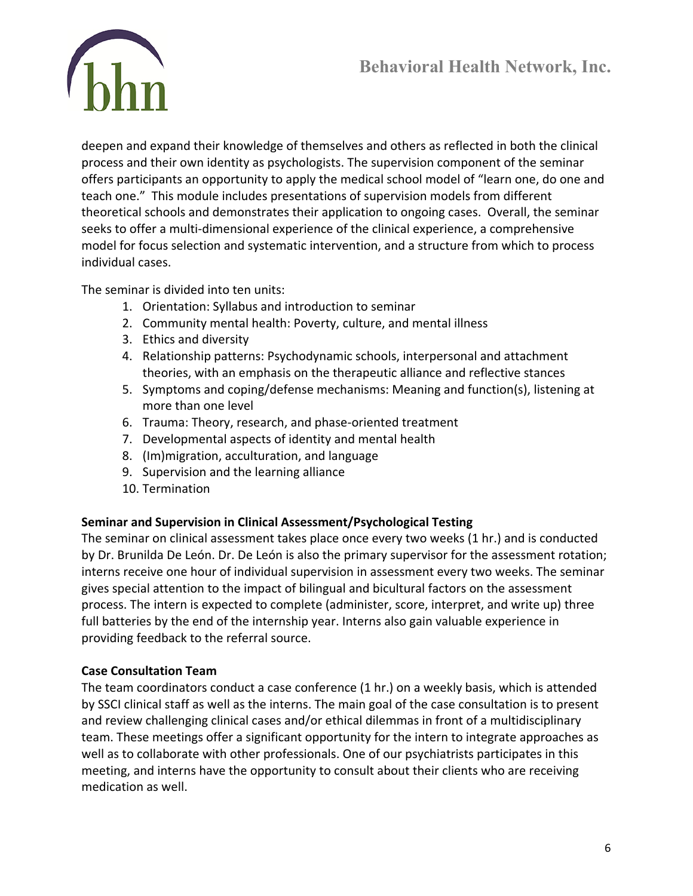deepen and expand their knowledge of themselves and others as reflected in both the clinical process and their own identity as psychologists. The supervision component of the seminar offers participants an opportunity to apply the medical school model of "learn one, do one and teach one." This module includes presentations of supervision models from different theoretical schools and demonstrates their application to ongoing cases. Overall, the seminar seeks to offer a multi-dimensional experience of the clinical experience, a comprehensive model for focus selection and systematic intervention, and a structure from which to process individual cases.

The seminar is divided into ten units:

1. Orientation: Syllabus and introduction to seminar
2. Community mental health: Poverty, culture, and mental illness
3. Ethics and diversity
4. Relationship patterns: Psychodynamic schools, interpersonal and attachment theories, with an emphasis on the therapeutic alliance and reflective stances
5. Symptoms and coping/defense mechanisms: Meaning and function(s), listening at more than one level
6. Trauma: Theory, research, and phase-oriented treatment
7. Developmental aspects of identity and mental health
8. (Im)migration, acculturation, and language
9. Supervision and the learning alliance
10. Termination

**Seminar and Supervision in Clinical Assessment/Psychological Testing**

The seminar on clinical assessment takes place once every two weeks (1 hr.) and is conducted by Dr. Brunilda De León. Dr. De León is also the primary supervisor for the assessment rotation; interns receive one hour of individual supervision in assessment every two weeks. The seminar gives special attention to the impact of bilingual and bicultural factors on the assessment process. The intern is expected to complete (administer, score, interpret, and write up) three full batteries by the end of the internship year. Interns also gain valuable experience in providing feedback to the referral source.

**Case Consultation Team**

The team coordinators conduct a case conference (1 hr.) on a weekly basis, which is attended by SSCI clinical staff as well as the interns. The main goal of the case consultation is to present and review challenging clinical cases and/or ethical dilemmas in front of a multidisciplinary team. These meetings offer a significant opportunity for the intern to integrate approaches as well as to collaborate with other professionals. One of our psychiatrists participates in this meeting, and interns have the opportunity to consult about their clients who are receiving medication as well.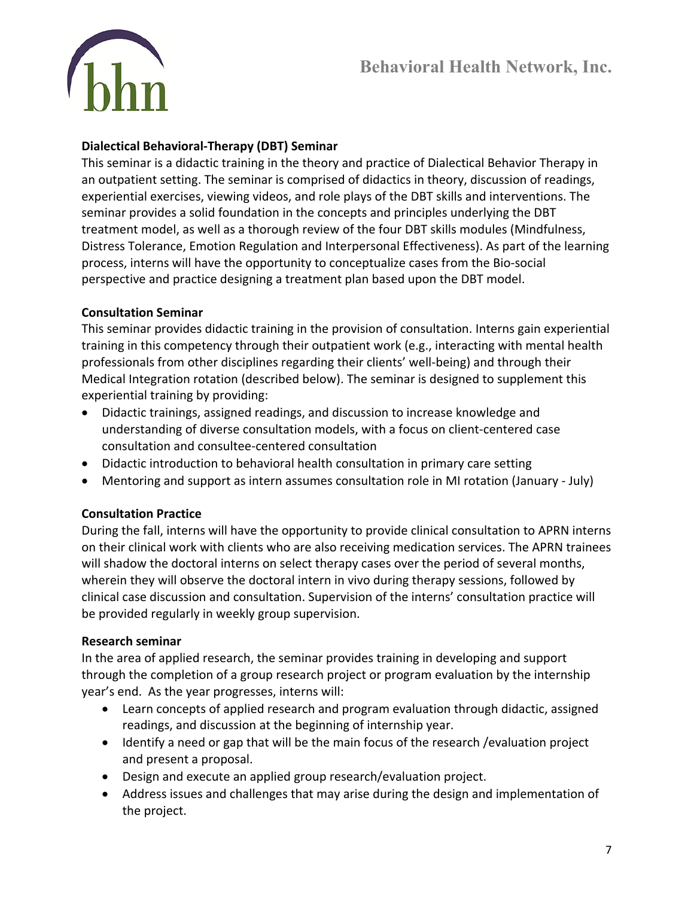### Dialectical Behavioral-Therapy (DBT) Seminar

This seminar is a didactic training in the theory and practice of Dialectical Behavior Therapy in an outpatient setting. The seminar is comprised of didactics in theory, discussion of readings, experiential exercises, viewing videos, and role plays of the DBT skills and interventions. The seminar provides a solid foundation in the concepts and principles underlying the DBT treatment model, as well as a thorough review of the four DBT skills modules (Mindfulness, Distress Tolerance, Emotion Regulation and Interpersonal Effectiveness). As part of the learning process, interns will have the opportunity to conceptualize cases from the Bio-social perspective and practice designing a treatment plan based upon the DBT model.

### Consultation Seminar

This seminar provides didactic training in the provision of consultation. Interns gain experiential training in this competency through their outpatient work (e.g., interacting with mental health professionals from other disciplines regarding their clients' well-being) and through their Medical Integration rotation (described below). The seminar is designed to supplement this experiential training by providing:

- Didactic trainings, assigned readings, and discussion to increase knowledge and understanding of diverse consultation models, with a focus on client-centered case consultation and consultee-centered consultation
- Didactic introduction to behavioral health consultation in primary care setting
- Mentoring and support as intern assumes consultation role in MI rotation (January - July)

### Consultation Practice

During the fall, interns will have the opportunity to provide clinical consultation to APRN interns on their clinical work with clients who are also receiving medication services. The APRN trainees will shadow the doctoral interns on select therapy cases over the period of several months, wherein they will observe the doctoral intern in vivo during therapy sessions, followed by clinical case discussion and consultation. Supervision of the interns' consultation practice will be provided regularly in weekly group supervision.

### Research seminar

In the area of applied research, the seminar provides training in developing and support through the completion of a group research project or program evaluation by the internship year's end. As the year progresses, interns will:

- Learn concepts of applied research and program evaluation through didactic, assigned readings, and discussion at the beginning of internship year.
- Identify a need or gap that will be the main focus of the research /evaluation project and present a proposal.
- Design and execute an applied group research/evaluation project.
- Address issues and challenges that may arise during the design and implementation of the project.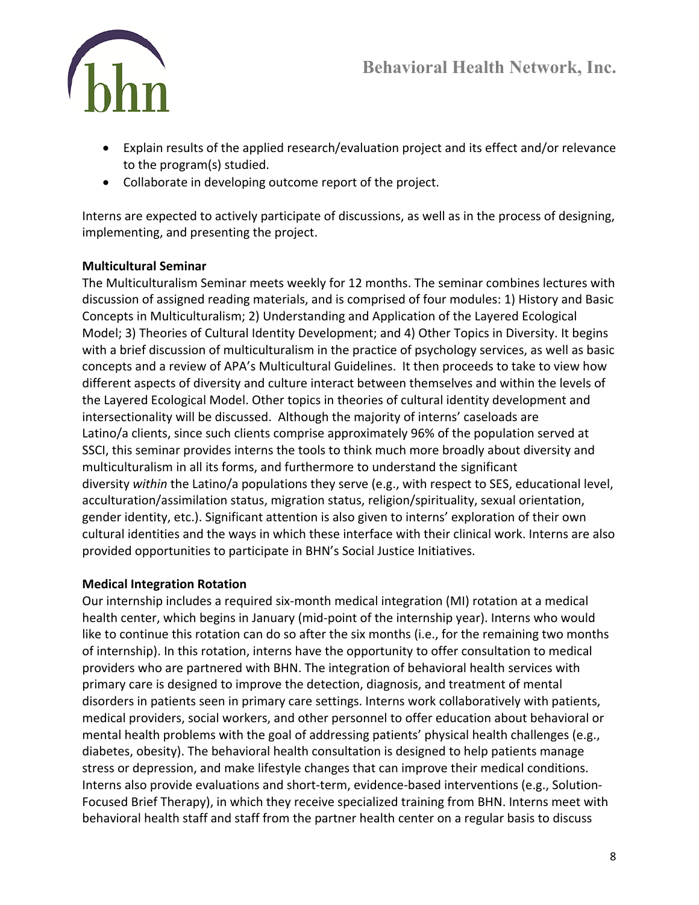- Explain results of the applied research/evaluation project and its effect and/or relevance to the program(s) studied.
- Collaborate in developing outcome report of the project.

Interns are expected to actively participate of discussions, as well as in the process of designing, implementing, and presenting the project.

**Multicultural Seminar**

The Multiculturalism Seminar meets weekly for 12 months. The seminar combines lectures with discussion of assigned reading materials, and is comprised of four modules: 1) History and Basic Concepts in Multiculturalism; 2) Understanding and Application of the Layered Ecological Model; 3) Theories of Cultural Identity Development; and 4) Other Topics in Diversity. It begins with a brief discussion of multiculturalism in the practice of psychology services, as well as basic concepts and a review of APA's Multicultural Guidelines. It then proceeds to take to view how different aspects of diversity and culture interact between themselves and within the levels of the Layered Ecological Model. Other topics in theories of cultural identity development and intersectionality will be discussed. Although the majority of interns' caseloads are Latino/a clients, since such clients comprise approximately 96% of the population served at SSCI, this seminar provides interns the tools to think much more broadly about diversity and multiculturalism in all its forms, and furthermore to understand the significant diversity *within* the Latino/a populations they serve (e.g., with respect to SES, educational level, acculturation/assimilation status, migration status, religion/spirituality, sexual orientation, gender identity, etc.). Significant attention is also given to interns' exploration of their own cultural identities and the ways in which these interface with their clinical work. Interns are also provided opportunities to participate in BHN's Social Justice Initiatives.

**Medical Integration Rotation**

Our internship includes a required six-month medical integration (MI) rotation at a medical health center, which begins in January (mid-point of the internship year). Interns who would like to continue this rotation can do so after the six months (i.e., for the remaining two months of internship). In this rotation, interns have the opportunity to offer consultation to medical providers who are partnered with BHN. The integration of behavioral health services with primary care is designed to improve the detection, diagnosis, and treatment of mental disorders in patients seen in primary care settings. Interns work collaboratively with patients, medical providers, social workers, and other personnel to offer education about behavioral or mental health problems with the goal of addressing patients' physical health challenges (e.g., diabetes, obesity). The behavioral health consultation is designed to help patients manage stress or depression, and make lifestyle changes that can improve their medical conditions. Interns also provide evaluations and short-term, evidence-based interventions (e.g., Solution-Focused Brief Therapy), in which they receive specialized training from BHN. Interns meet with behavioral health staff and staff from the partner health center on a regular basis to discuss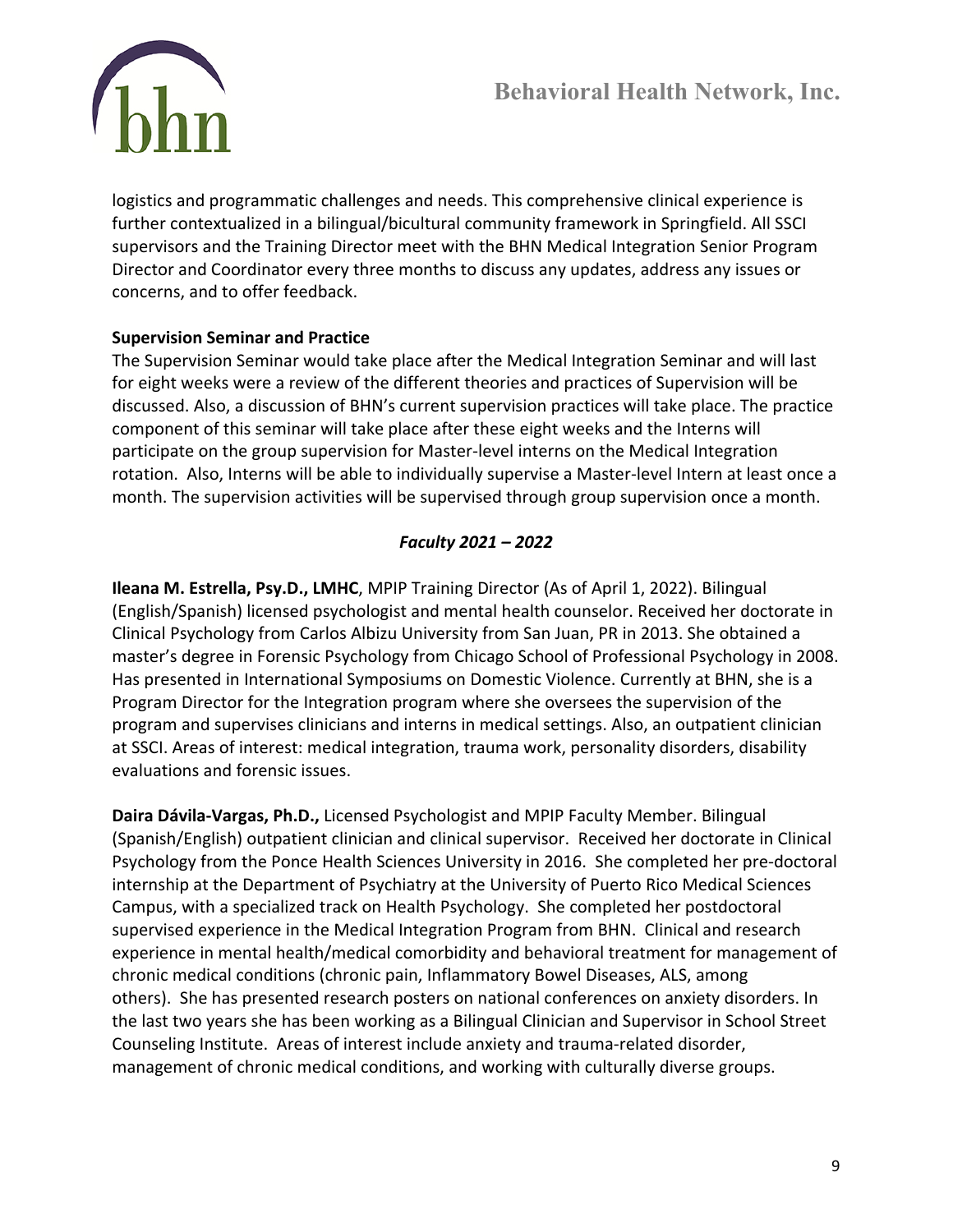logistics and programmatic challenges and needs. This comprehensive clinical experience is further contextualized in a bilingual/bicultural community framework in Springfield. All SSCI supervisors and the Training Director meet with the BHN Medical Integration Senior Program Director and Coordinator every three months to discuss any updates, address any issues or concerns, and to offer feedback.

**Supervision Seminar and Practice**

The Supervision Seminar would take place after the Medical Integration Seminar and will last for eight weeks were a review of the different theories and practices of Supervision will be discussed. Also, a discussion of BHN's current supervision practices will take place. The practice component of this seminar will take place after these eight weeks and the Interns will participate on the group supervision for Master-level interns on the Medical Integration rotation. Also, Interns will be able to individually supervise a Master-level Intern at least once a month. The supervision activities will be supervised through group supervision once a month.

*Faculty 2021 – 2022*

**Ileana M. Estrella, Psy.D., LMHC**, MPIP Training Director (As of April 1, 2022). Bilingual (English/Spanish) licensed psychologist and mental health counselor. Received her doctorate in Clinical Psychology from Carlos Albizu University from San Juan, PR in 2013. She obtained a master's degree in Forensic Psychology from Chicago School of Professional Psychology in 2008. Has presented in International Symposiums on Domestic Violence. Currently at BHN, she is a Program Director for the Integration program where she oversees the supervision of the program and supervises clinicians and interns in medical settings. Also, an outpatient clinician at SSCI. Areas of interest: medical integration, trauma work, personality disorders, disability evaluations and forensic issues.

**Daira Dávila-Vargas, Ph.D.,** Licensed Psychologist and MPIP Faculty Member. Bilingual (Spanish/English) outpatient clinician and clinical supervisor. Received her doctorate in Clinical Psychology from the Ponce Health Sciences University in 2016. She completed her pre-doctoral internship at the Department of Psychiatry at the University of Puerto Rico Medical Sciences Campus, with a specialized track on Health Psychology. She completed her postdoctoral supervised experience in the Medical Integration Program from BHN. Clinical and research experience in mental health/medical comorbidity and behavioral treatment for management of chronic medical conditions (chronic pain, Inflammatory Bowel Diseases, ALS, among others). She has presented research posters on national conferences on anxiety disorders. In the last two years she has been working as a Bilingual Clinician and Supervisor in School Street Counseling Institute. Areas of interest include anxiety and trauma-related disorder, management of chronic medical conditions, and working with culturally diverse groups.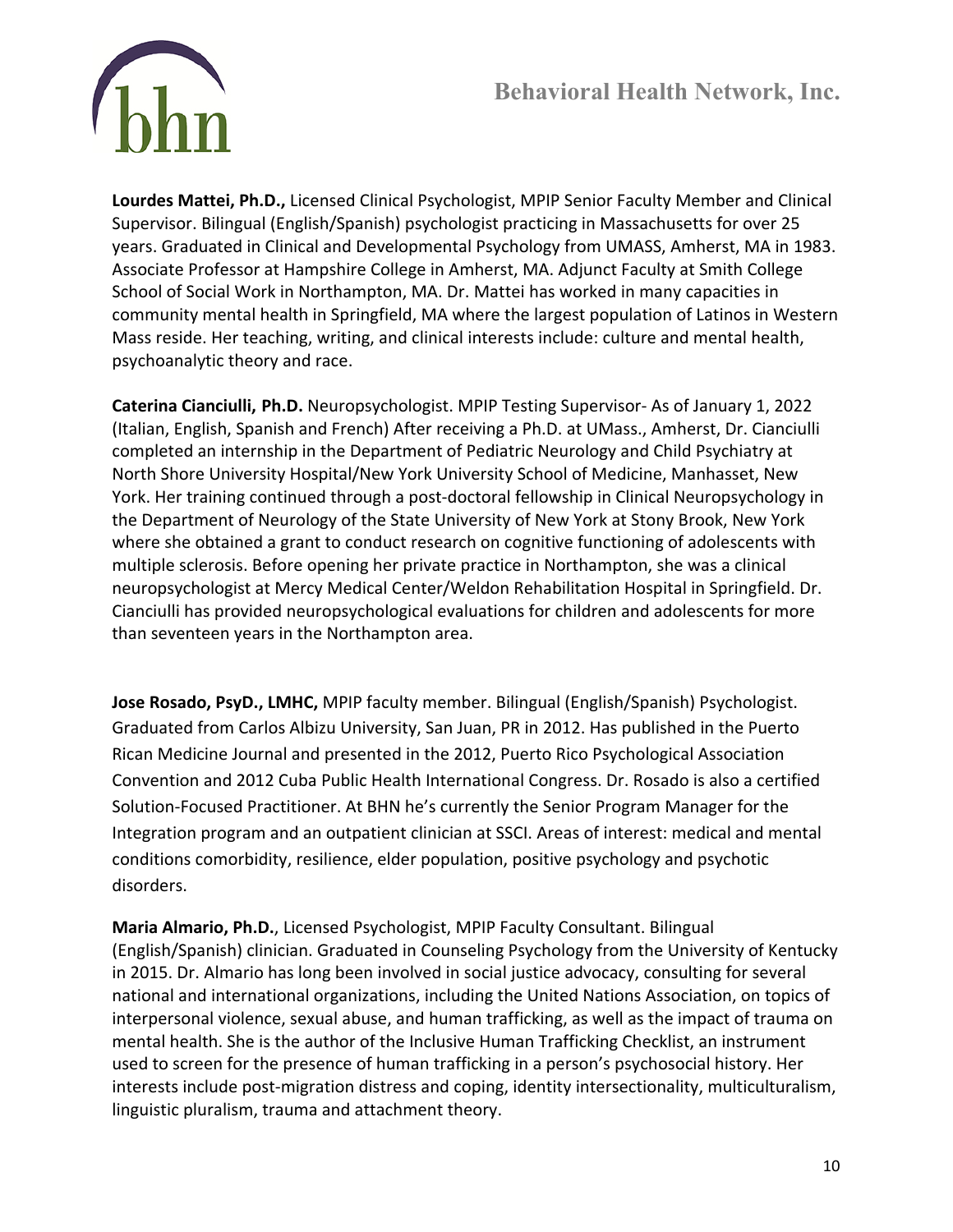**Lourdes Mattei, Ph.D.,** Licensed Clinical Psychologist, MPIP Senior Faculty Member and Clinical Supervisor. Bilingual (English/Spanish) psychologist practicing in Massachusetts for over 25 years. Graduated in Clinical and Developmental Psychology from UMASS, Amherst, MA in 1983. Associate Professor at Hampshire College in Amherst, MA. Adjunct Faculty at Smith College School of Social Work in Northampton, MA. Dr. Mattei has worked in many capacities in community mental health in Springfield, MA where the largest population of Latinos in Western Mass reside. Her teaching, writing, and clinical interests include: culture and mental health, psychoanalytic theory and race.

**Caterina Cianciulli, Ph.D.** Neuropsychologist. MPIP Testing Supervisor- As of January 1, 2022 (Italian, English, Spanish and French) After receiving a Ph.D. at UMass., Amherst, Dr. Cianciulli completed an internship in the Department of Pediatric Neurology and Child Psychiatry at North Shore University Hospital/New York University School of Medicine, Manhasset, New York. Her training continued through a post-doctoral fellowship in Clinical Neuropsychology in the Department of Neurology of the State University of New York at Stony Brook, New York where she obtained a grant to conduct research on cognitive functioning of adolescents with multiple sclerosis. Before opening her private practice in Northampton, she was a clinical neuropsychologist at Mercy Medical Center/Weldon Rehabilitation Hospital in Springfield. Dr. Cianciulli has provided neuropsychological evaluations for children and adolescents for more than seventeen years in the Northampton area.

**Jose Rosado, PsyD., LMHC,** MPIP faculty member. Bilingual (English/Spanish) Psychologist. Graduated from Carlos Albizu University, San Juan, PR in 2012. Has published in the Puerto Rican Medicine Journal and presented in the 2012, Puerto Rico Psychological Association Convention and 2012 Cuba Public Health International Congress. Dr. Rosado is also a certified Solution-Focused Practitioner. At BHN he's currently the Senior Program Manager for the Integration program and an outpatient clinician at SSCI. Areas of interest: medical and mental conditions comorbidity, resilience, elder population, positive psychology and psychotic disorders.

**Maria Almario, Ph.D.**, Licensed Psychologist, MPIP Faculty Consultant. Bilingual (English/Spanish) clinician. Graduated in Counseling Psychology from the University of Kentucky in 2015. Dr. Almario has long been involved in social justice advocacy, consulting for several national and international organizations, including the United Nations Association, on topics of interpersonal violence, sexual abuse, and human trafficking, as well as the impact of trauma on mental health. She is the author of the Inclusive Human Trafficking Checklist, an instrument used to screen for the presence of human trafficking in a person's psychosocial history. Her interests include post-migration distress and coping, identity intersectionality, multiculturalism, linguistic pluralism, trauma and attachment theory.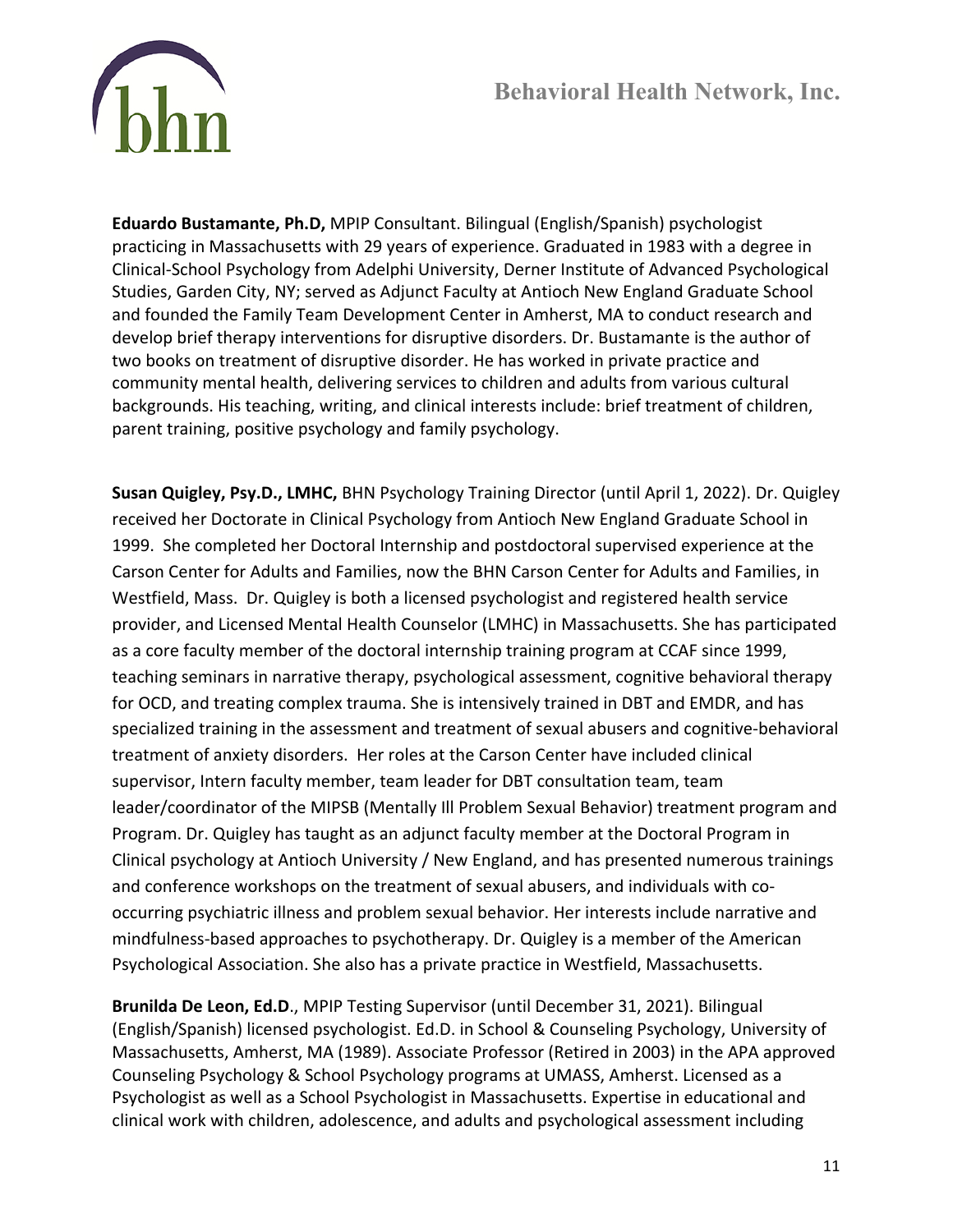**Eduardo Bustamante, Ph.D,** MPIP Consultant. Bilingual (English/Spanish) psychologist practicing in Massachusetts with 29 years of experience. Graduated in 1983 with a degree in Clinical-School Psychology from Adelphi University, Derner Institute of Advanced Psychological Studies, Garden City, NY; served as Adjunct Faculty at Antioch New England Graduate School and founded the Family Team Development Center in Amherst, MA to conduct research and develop brief therapy interventions for disruptive disorders. Dr. Bustamante is the author of two books on treatment of disruptive disorder. He has worked in private practice and community mental health, delivering services to children and adults from various cultural backgrounds. His teaching, writing, and clinical interests include: brief treatment of children, parent training, positive psychology and family psychology.

**Susan Quigley, Psy.D., LMHC,** BHN Psychology Training Director (until April 1, 2022). Dr. Quigley received her Doctorate in Clinical Psychology from Antioch New England Graduate School in 1999. She completed her Doctoral Internship and postdoctoral supervised experience at the Carson Center for Adults and Families, now the BHN Carson Center for Adults and Families, in Westfield, Mass. Dr. Quigley is both a licensed psychologist and registered health service provider, and Licensed Mental Health Counselor (LMHC) in Massachusetts. She has participated as a core faculty member of the doctoral internship training program at CCAF since 1999, teaching seminars in narrative therapy, psychological assessment, cognitive behavioral therapy for OCD, and treating complex trauma. She is intensively trained in DBT and EMDR, and has specialized training in the assessment and treatment of sexual abusers and cognitive-behavioral treatment of anxiety disorders. Her roles at the Carson Center have included clinical supervisor, Intern faculty member, team leader for DBT consultation team, team leader/coordinator of the MIPSB (Mentally Ill Problem Sexual Behavior) treatment program and Program. Dr. Quigley has taught as an adjunct faculty member at the Doctoral Program in Clinical psychology at Antioch University / New England, and has presented numerous trainings and conference workshops on the treatment of sexual abusers, and individuals with co-occurring psychiatric illness and problem sexual behavior. Her interests include narrative and mindfulness-based approaches to psychotherapy. Dr. Quigley is a member of the American Psychological Association. She also has a private practice in Westfield, Massachusetts.

**Brunilda De Leon, Ed.D**., MPIP Testing Supervisor (until December 31, 2021). Bilingual (English/Spanish) licensed psychologist. Ed.D. in School & Counseling Psychology, University of Massachusetts, Amherst, MA (1989). Associate Professor (Retired in 2003) in the APA approved Counseling Psychology & School Psychology programs at UMASS, Amherst. Licensed as a Psychologist as well as a School Psychologist in Massachusetts. Expertise in educational and clinical work with children, adolescence, and adults and psychological assessment including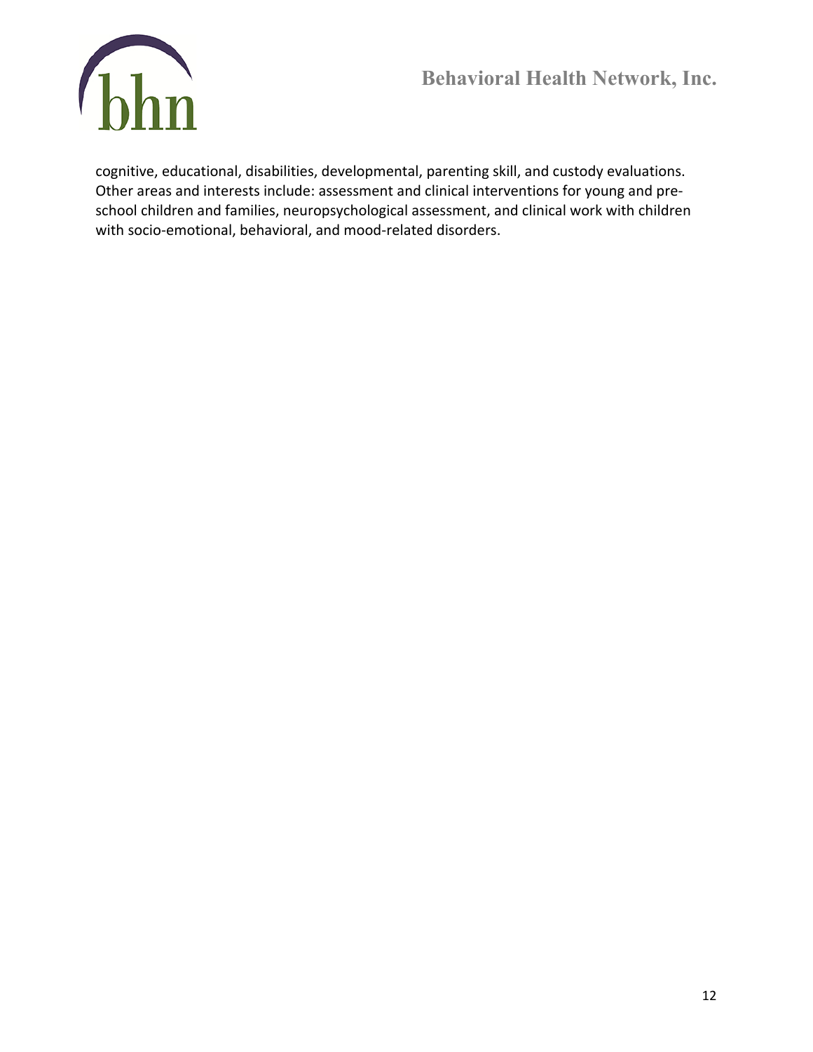cognitive, educational, disabilities, developmental, parenting skill, and custody evaluations. Other areas and interests include: assessment and clinical interventions for young and pre-school children and families, neuropsychological assessment, and clinical work with children with socio-emotional, behavioral, and mood-related disorders.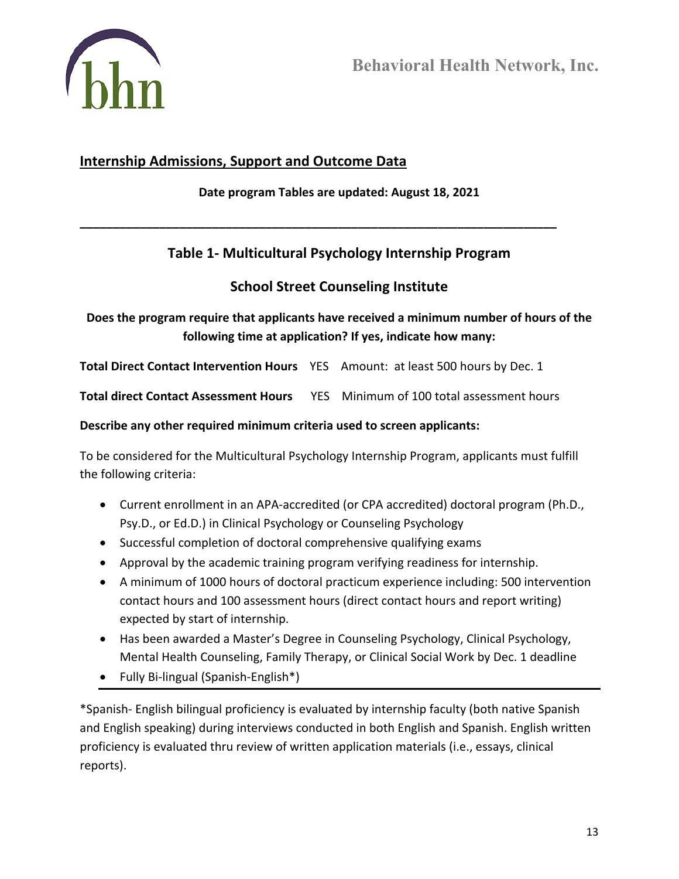## Internship Admissions, Support and Outcome Data

**Date program Tables are updated: August 18, 2021**

---

### Table 1- Multicultural Psychology Internship Program

### School Street Counseling Institute

**Does the program require that applicants have received a minimum number of hours of the following time at application? If yes, indicate how many:**

**Total Direct Contact Intervention Hours** YES Amount: at least 500 hours by Dec. 1

**Total direct Contact Assessment Hours** YES Minimum of 100 total assessment hours

**Describe any other required minimum criteria used to screen applicants:**

To be considered for the Multicultural Psychology Internship Program, applicants must fulfill the following criteria:

- Current enrollment in an APA-accredited (or CPA accredited) doctoral program (Ph.D., Psy.D., or Ed.D.) in Clinical Psychology or Counseling Psychology
- Successful completion of doctoral comprehensive qualifying exams
- Approval by the academic training program verifying readiness for internship.
- A minimum of 1000 hours of doctoral practicum experience including: 500 intervention contact hours and 100 assessment hours (direct contact hours and report writing) expected by start of internship.
- Has been awarded a Master's Degree in Counseling Psychology, Clinical Psychology, Mental Health Counseling, Family Therapy, or Clinical Social Work by Dec. 1 deadline
- Fully Bi-lingual (Spanish-English*)

---

*Spanish- English bilingual proficiency is evaluated by internship faculty (both native Spanish and English speaking) during interviews conducted in both English and Spanish. English written proficiency is evaluated thru review of written application materials (i.e., essays, clinical reports).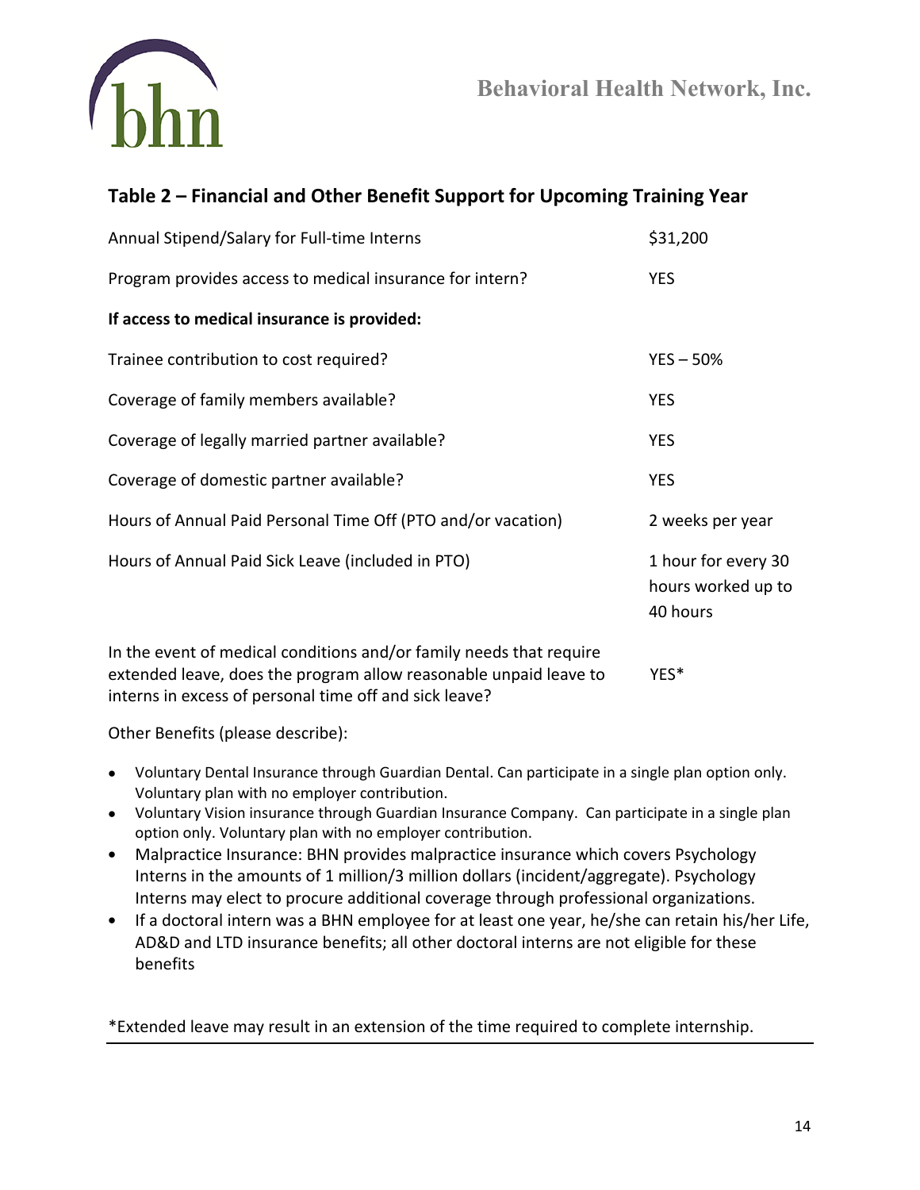## Table 2 – Financial and Other Benefit Support for Upcoming Training Year

| | |
|---|---|
| Annual Stipend/Salary for Full-time Interns | $31,200 |
| Program provides access to medical insurance for intern? | YES |
| **If access to medical insurance is provided:** | |
| Trainee contribution to cost required? | YES – 50% |
| Coverage of family members available? | YES |
| Coverage of legally married partner available? | YES |
| Coverage of domestic partner available? | YES |
| Hours of Annual Paid Personal Time Off (PTO and/or vacation) | 2 weeks per year |
| Hours of Annual Paid Sick Leave (included in PTO) | 1 hour for every 30 hours worked up to 40 hours |
| In the event of medical conditions and/or family needs that require extended leave, does the program allow reasonable unpaid leave to interns in excess of personal time off and sick leave? | YES* |

Other Benefits (please describe):

- Voluntary Dental Insurance through Guardian Dental. Can participate in a single plan option only. Voluntary plan with no employer contribution.
- Voluntary Vision insurance through Guardian Insurance Company. Can participate in a single plan option only. Voluntary plan with no employer contribution.
- Malpractice Insurance: BHN provides malpractice insurance which covers Psychology Interns in the amounts of 1 million/3 million dollars (incident/aggregate). Psychology Interns may elect to procure additional coverage through professional organizations.
- If a doctoral intern was a BHN employee for at least one year, he/she can retain his/her Life, AD&D and LTD insurance benefits; all other doctoral interns are not eligible for these benefits

*Extended leave may result in an extension of the time required to complete internship.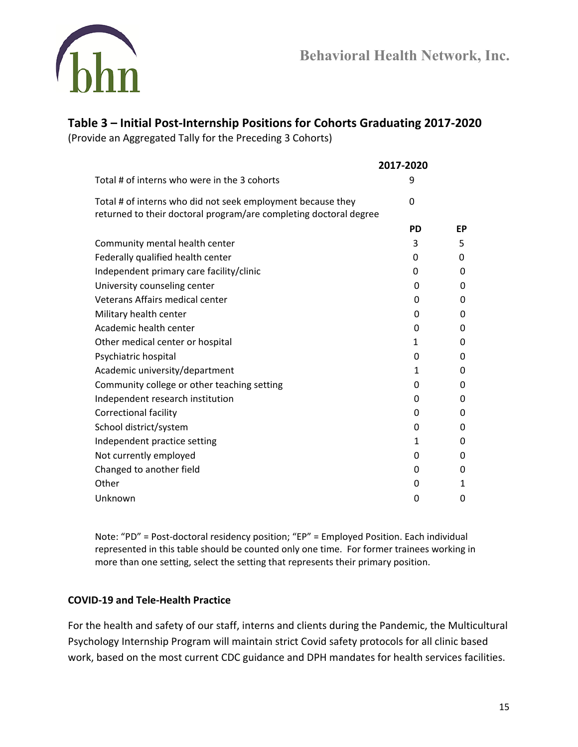## Table 3 – Initial Post-Internship Positions for Cohorts Graduating 2017-2020

(Provide an Aggregated Tally for the Preceding 3 Cohorts)

| | 2017-2020 | |
|---|---|---|
| Total # of interns who were in the 3 cohorts | 9 | |
| Total # of interns who did not seek employment because they returned to their doctoral program/are completing doctoral degree | 0 | |
| | **PD** | **EP** |
| Community mental health center | 3 | 5 |
| Federally qualified health center | 0 | 0 |
| Independent primary care facility/clinic | 0 | 0 |
| University counseling center | 0 | 0 |
| Veterans Affairs medical center | 0 | 0 |
| Military health center | 0 | 0 |
| Academic health center | 0 | 0 |
| Other medical center or hospital | 1 | 0 |
| Psychiatric hospital | 0 | 0 |
| Academic university/department | 1 | 0 |
| Community college or other teaching setting | 0 | 0 |
| Independent research institution | 0 | 0 |
| Correctional facility | 0 | 0 |
| School district/system | 0 | 0 |
| Independent practice setting | 1 | 0 |
| Not currently employed | 0 | 0 |
| Changed to another field | 0 | 0 |
| Other | 0 | 1 |
| Unknown | 0 | 0 |

Note: "PD" = Post-doctoral residency position; "EP" = Employed Position. Each individual represented in this table should be counted only one time. For former trainees working in more than one setting, select the setting that represents their primary position.

**COVID-19 and Tele-Health Practice**

For the health and safety of our staff, interns and clients during the Pandemic, the Multicultural Psychology Internship Program will maintain strict Covid safety protocols for all clinic based work, based on the most current CDC guidance and DPH mandates for health services facilities.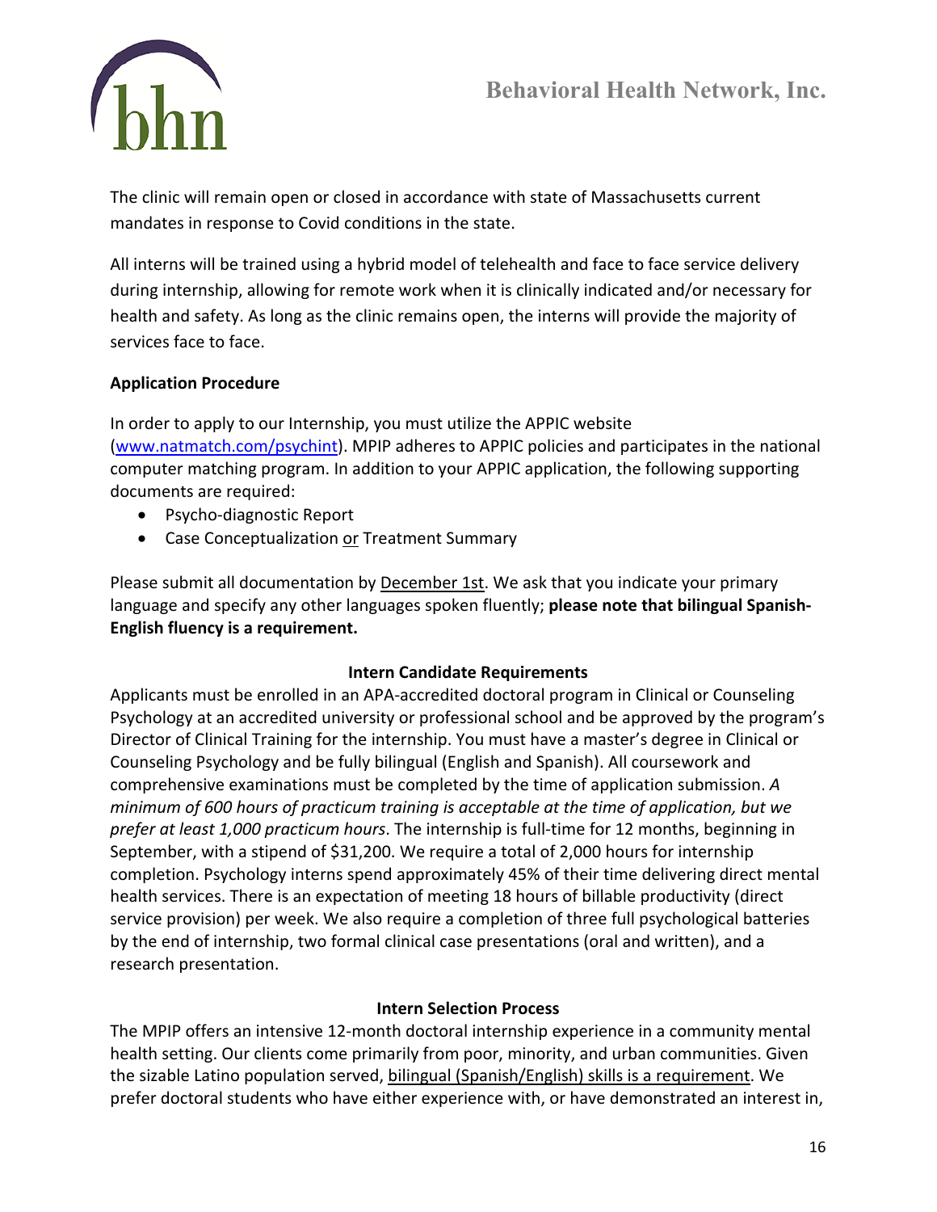The clinic will remain open or closed in accordance with state of Massachusetts current mandates in response to Covid conditions in the state.

All interns will be trained using a hybrid model of telehealth and face to face service delivery during internship, allowing for remote work when it is clinically indicated and/or necessary for health and safety. As long as the clinic remains open, the interns will provide the majority of services face to face.

**Application Procedure**

In order to apply to our Internship, you must utilize the APPIC website ([www.natmatch.com/psychint](www.natmatch.com/psychint)). MPIP adheres to APPIC policies and participates in the national computer matching program. In addition to your APPIC application, the following supporting documents are required:

- Psycho-diagnostic Report
- Case Conceptualization or Treatment Summary

Please submit all documentation by December 1st. We ask that you indicate your primary language and specify any other languages spoken fluently; **please note that bilingual Spanish-English fluency is a requirement.**

**Intern Candidate Requirements**

Applicants must be enrolled in an APA-accredited doctoral program in Clinical or Counseling Psychology at an accredited university or professional school and be approved by the program's Director of Clinical Training for the internship. You must have a master's degree in Clinical or Counseling Psychology and be fully bilingual (English and Spanish). All coursework and comprehensive examinations must be completed by the time of application submission. *A minimum of 600 hours of practicum training is acceptable at the time of application, but we prefer at least 1,000 practicum hours*. The internship is full-time for 12 months, beginning in September, with a stipend of $31,200. We require a total of 2,000 hours for internship completion. Psychology interns spend approximately 45% of their time delivering direct mental health services. There is an expectation of meeting 18 hours of billable productivity (direct service provision) per week. We also require a completion of three full psychological batteries by the end of internship, two formal clinical case presentations (oral and written), and a research presentation.

**Intern Selection Process**

The MPIP offers an intensive 12-month doctoral internship experience in a community mental health setting. Our clients come primarily from poor, minority, and urban communities. Given the sizable Latino population served, bilingual (Spanish/English) skills is a requirement. We prefer doctoral students who have either experience with, or have demonstrated an interest in,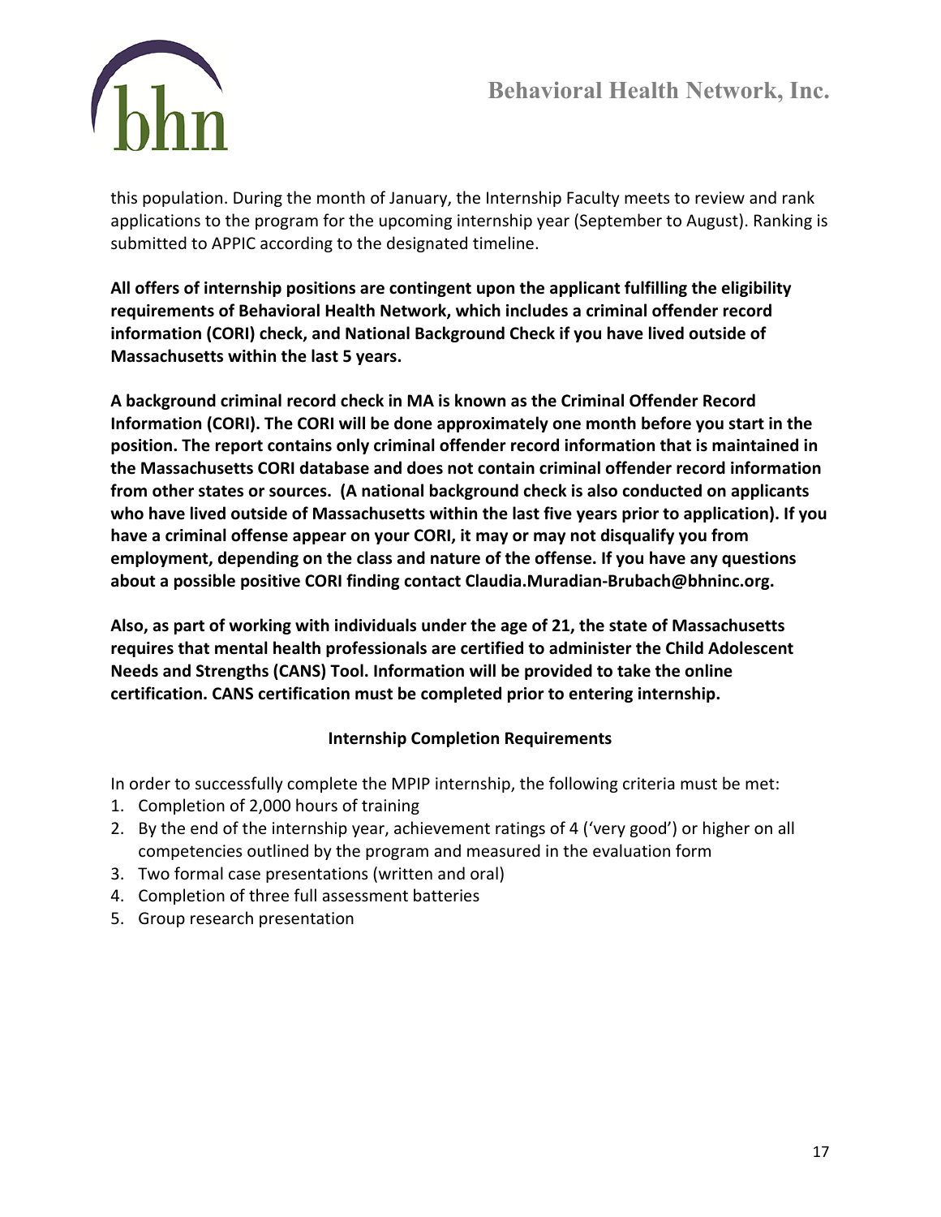this population. During the month of January, the Internship Faculty meets to review and rank applications to the program for the upcoming internship year (September to August). Ranking is submitted to APPIC according to the designated timeline.

**All offers of internship positions are contingent upon the applicant fulfilling the eligibility requirements of Behavioral Health Network, which includes a criminal offender record information (CORI) check, and National Background Check if you have lived outside of Massachusetts within the last 5 years.**

**A background criminal record check in MA is known as the Criminal Offender Record Information (CORI). The CORI will be done approximately one month before you start in the position. The report contains only criminal offender record information that is maintained in the Massachusetts CORI database and does not contain criminal offender record information from other states or sources. (A national background check is also conducted on applicants who have lived outside of Massachusetts within the last five years prior to application). If you have a criminal offense appear on your CORI, it may or may not disqualify you from employment, depending on the class and nature of the offense. If you have any questions about a possible positive CORI finding contact Claudia.Muradian-Brubach@bhninc.org.**

**Also, as part of working with individuals under the age of 21, the state of Massachusetts requires that mental health professionals are certified to administer the Child Adolescent Needs and Strengths (CANS) Tool. Information will be provided to take the online certification. CANS certification must be completed prior to entering internship.**

### Internship Completion Requirements

In order to successfully complete the MPIP internship, the following criteria must be met:

1. Completion of 2,000 hours of training
2. By the end of the internship year, achievement ratings of 4 ('very good') or higher on all competencies outlined by the program and measured in the evaluation form
3. Two formal case presentations (written and oral)
4. Completion of three full assessment batteries
5. Group research presentation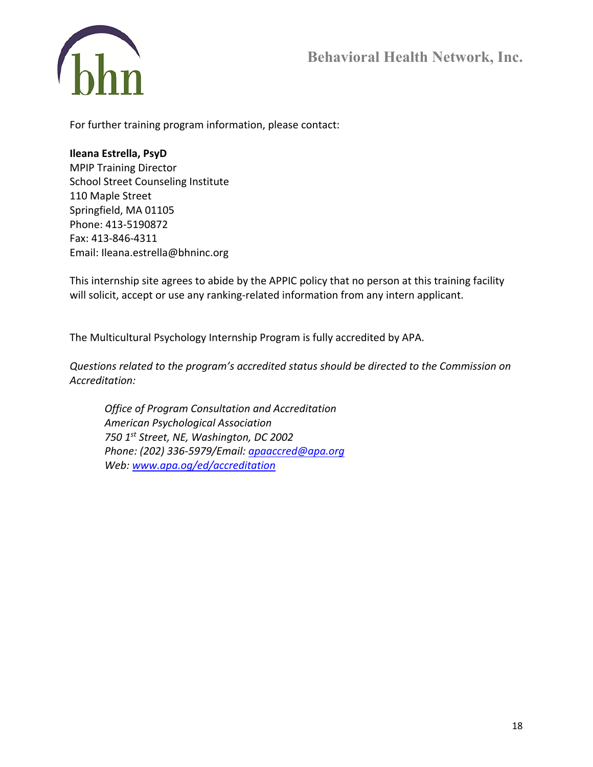For further training program information, please contact:

**Ileana Estrella, PsyD**
MPIP Training Director
School Street Counseling Institute
110 Maple Street
Springfield, MA 01105
Phone: 413-5190872
Fax: 413-846-4311
Email: Ileana.estrella@bhninc.org

This internship site agrees to abide by the APPIC policy that no person at this training facility will solicit, accept or use any ranking-related information from any intern applicant.

The Multicultural Psychology Internship Program is fully accredited by APA.

*Questions related to the program's accredited status should be directed to the Commission on Accreditation:*

> *Office of Program Consultation and Accreditation*
> *American Psychological Association*
> *750 1st Street, NE, Washington, DC 2002*
> *Phone: (202) 336-5979/Email: apaaccred@apa.org*
> *Web: www.apa.og/ed/accreditation*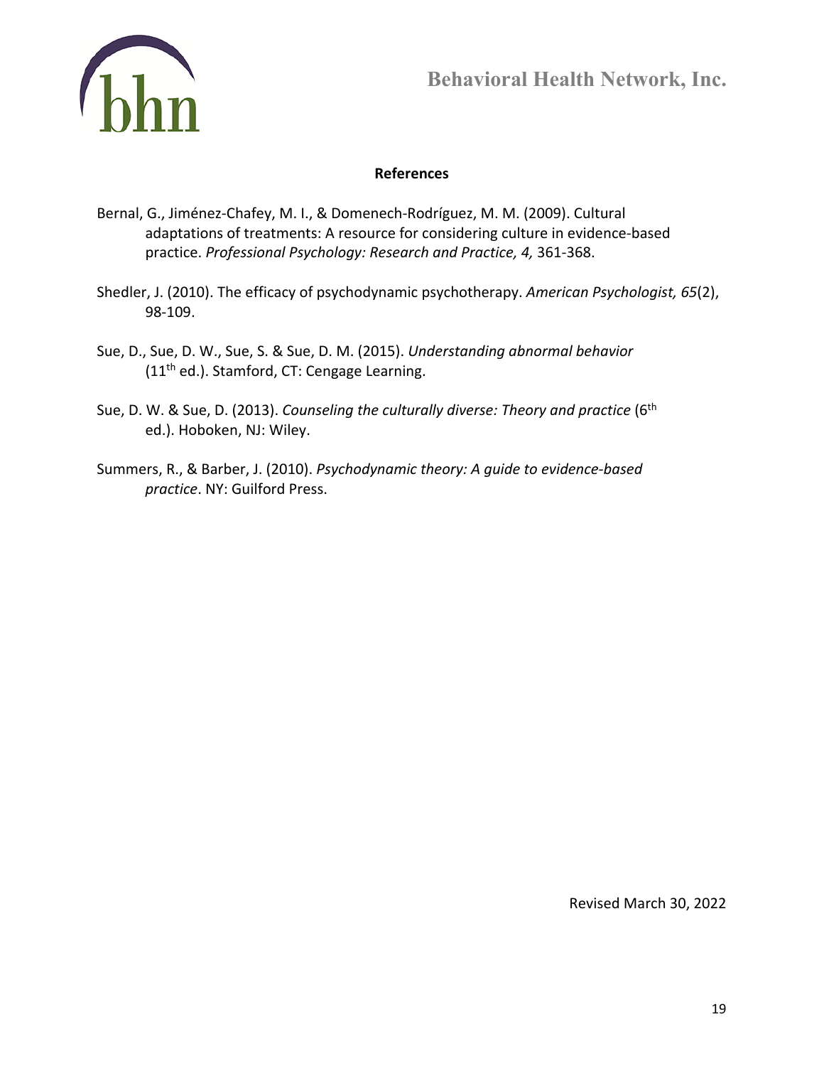## References

Bernal, G., Jiménez-Chafey, M. I., & Domenech-Rodríguez, M. M. (2009). Cultural adaptations of treatments: A resource for considering culture in evidence-based practice. *Professional Psychology: Research and Practice, 4,* 361-368.

Shedler, J. (2010). The efficacy of psychodynamic psychotherapy. *American Psychologist, 65*(2), 98-109.

Sue, D., Sue, D. W., Sue, S. & Sue, D. M. (2015). *Understanding abnormal behavior* (11th ed.). Stamford, CT: Cengage Learning.

Sue, D. W. & Sue, D. (2013). *Counseling the culturally diverse: Theory and practice* (6th ed.). Hoboken, NJ: Wiley.

Summers, R., & Barber, J. (2010). *Psychodynamic theory: A guide to evidence-based practice*. NY: Guilford Press.

Revised March 30, 2022